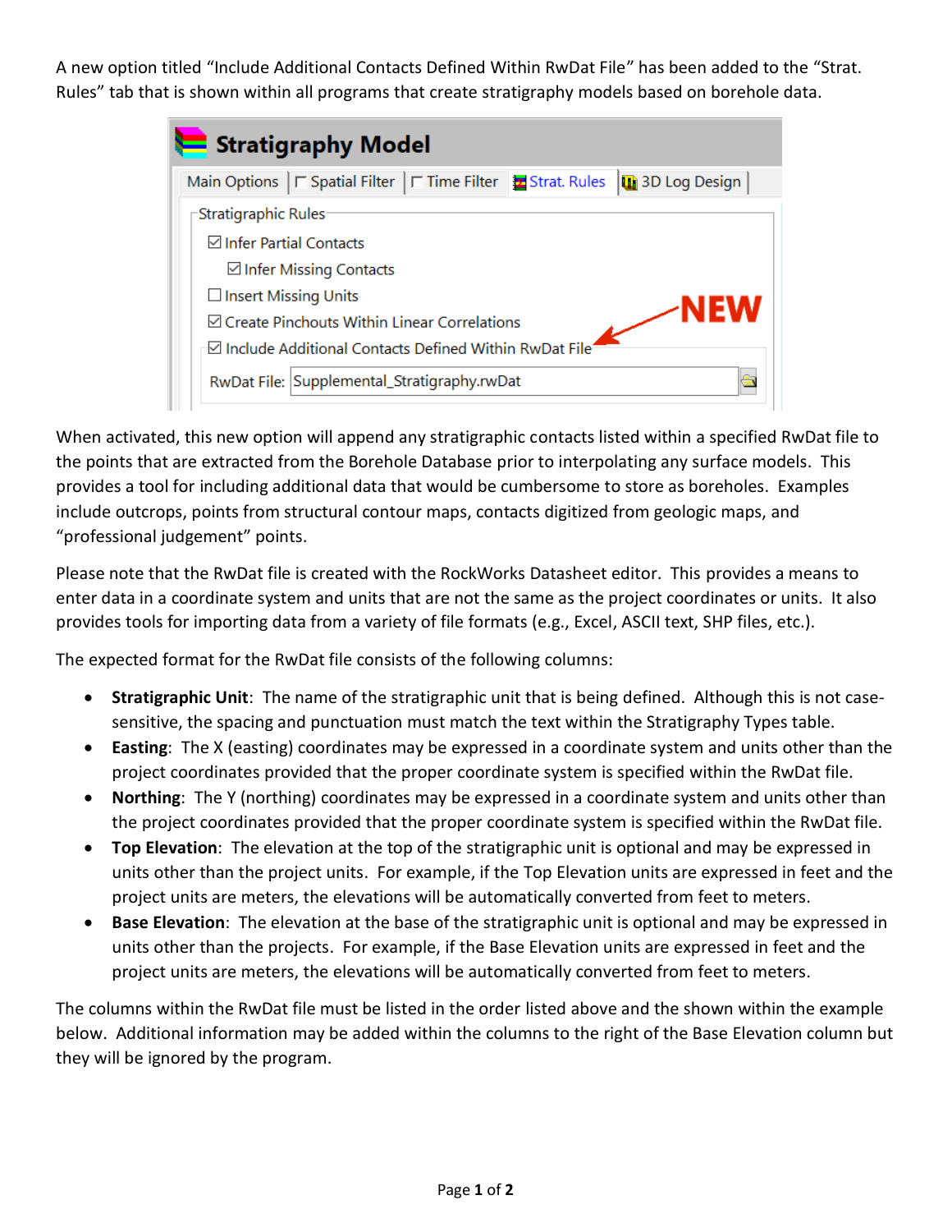A new option titled "Include Additional Contacts Defined Within RwDat File" has been added to the "Strat. Rules" tab that is shown within all programs that create stratigraphy models based on borehole data.

When activated, this new option will append any stratigraphic contacts listed within a specified RwDat file to the points that are extracted from the Borehole Database prior to interpolating any surface models. This provides a tool for including additional data that would be cumbersome to store as boreholes. Examples include outcrops, points from structural contour maps, contacts digitized from geologic maps, and "professional judgement" points.

Please note that the RwDat file is created with the RockWorks Datasheet editor. This provides a means to enter data in a coordinate system and units that are not the same as the project coordinates or units. It also provides tools for importing data from a variety of file formats (e.g., Excel, ASCII text, SHP files, etc.).

The expected format for the RwDat file consists of the following columns:

- **Stratigraphic Unit**: The name of the stratigraphic unit that is being defined. Although this is not case-sensitive, the spacing and punctuation must match the text within the Stratigraphy Types table.
- **Easting**: The X (easting) coordinates may be expressed in a coordinate system and units other than the project coordinates provided that the proper coordinate system is specified within the RwDat file.
- **Northing**: The Y (northing) coordinates may be expressed in a coordinate system and units other than the project coordinates provided that the proper coordinate system is specified within the RwDat file.
- **Top Elevation**: The elevation at the top of the stratigraphic unit is optional and may be expressed in units other than the project units. For example, if the Top Elevation units are expressed in feet and the project units are meters, the elevations will be automatically converted from feet to meters.
- **Base Elevation**: The elevation at the base of the stratigraphic unit is optional and may be expressed in units other than the projects. For example, if the Base Elevation units are expressed in feet and the project units are meters, the elevations will be automatically converted from feet to meters.

The columns within the RwDat file must be listed in the order listed above and the shown within the example below. Additional information may be added within the columns to the right of the Base Elevation column but they will be ignored by the program.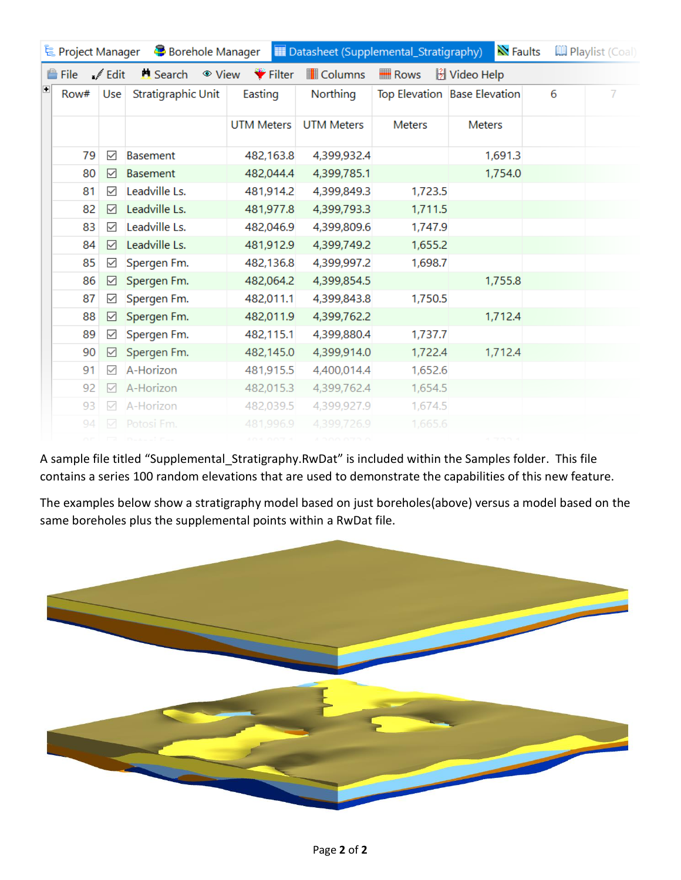| Row# | Use | Stratigraphic Unit | Easting | Northing | Top Elevation | Base Elevation | 6 | 7 |
|---|---|---|---|---|---|---|---|---|
| | | | UTM Meters | UTM Meters | Meters | Meters | | |
| 79 | ☑ | Basement | 482,163.8 | 4,399,932.4 | | 1,691.3 | | |
| 80 | ☑ | Basement | 482,044.4 | 4,399,785.1 | | 1,754.0 | | |
| 81 | ☑ | Leadville Ls. | 481,914.2 | 4,399,849.3 | 1,723.5 | | | |
| 82 | ☑ | Leadville Ls. | 481,977.8 | 4,399,793.3 | 1,711.5 | | | |
| 83 | ☑ | Leadville Ls. | 482,046.9 | 4,399,809.6 | 1,747.9 | | | |
| 84 | ☑ | Leadville Ls. | 481,912.9 | 4,399,749.2 | 1,655.2 | | | |
| 85 | ☑ | Spergen Fm. | 482,136.8 | 4,399,997.2 | 1,698.7 | | | |
| 86 | ☑ | Spergen Fm. | 482,064.2 | 4,399,854.5 | | 1,755.8 | | |
| 87 | ☑ | Spergen Fm. | 482,011.1 | 4,399,843.8 | 1,750.5 | | | |
| 88 | ☑ | Spergen Fm. | 482,011.9 | 4,399,762.2 | | 1,712.4 | | |
| 89 | ☑ | Spergen Fm. | 482,115.1 | 4,399,880.4 | 1,737.7 | | | |
| 90 | ☑ | Spergen Fm. | 482,145.0 | 4,399,914.0 | 1,722.4 | 1,712.4 | | |
| 91 | ☑ | A-Horizon | 481,915.5 | 4,400,014.4 | 1,652.6 | | | |
| 92 | ☑ | A-Horizon | 482,015.3 | 4,399,762.4 | 1,654.5 | | | |
| 93 | ☑ | A-Horizon | 482,039.5 | 4,399,927.9 | 1,674.5 | | | |
| 94 | ☑ | Potosi Fm. | 481,996.9 | 4,399,726.9 | 1,665.6 | | | |

A sample file titled "Supplemental_Stratigraphy.RwDat" is included within the Samples folder. This file contains a series 100 random elevations that are used to demonstrate the capabilities of this new feature.

The examples below show a stratigraphy model based on just boreholes(above) versus a model based on the same boreholes plus the supplemental points within a RwDat file.